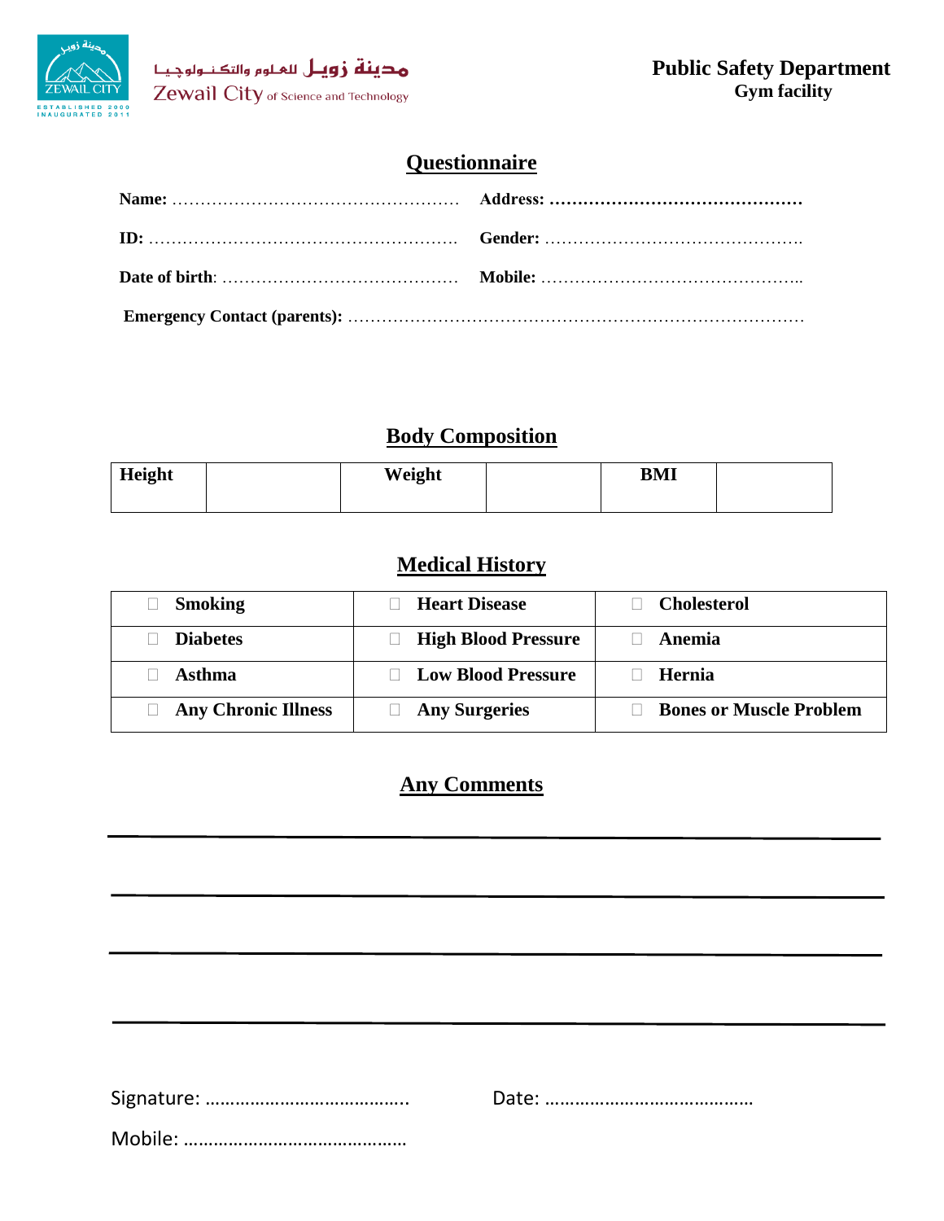مدينة زويل للعلوم والتكنولوجيا

Zewail City of Science and Technology

**Public Safety Department**
**Gym facility**

## Questionnaire

**Name:** …………………………………………… **Address:** ………………………………………

**ID:** ………………………………………………. **Gender:** ……………………………………….

**Date of birth**: …………………………………. **Mobile:** ………………………………………..

**Emergency Contact (parents):** ………………………………………………………………………

## Body Composition

| **Height** | | **Weight** | | **BMI** | |
|---|---|---|---|---|---|

## Medical History

| | | |
|---|---|---|
| ☐ **Smoking** | ☐ **Heart Disease** | ☐ **Cholesterol** |
| ☐ **Diabetes** | ☐ **High Blood Pressure** | ☐ **Anemia** |
| ☐ **Asthma** | ☐ **Low Blood Pressure** | ☐ **Hernia** |
| ☐ **Any Chronic Illness** | ☐ **Any Surgeries** | ☐ **Bones or Muscle Problem** |

## Any Comments

______________________________________________________________

______________________________________________________________

______________________________________________________________

______________________________________________________________

Signature: ………………………………….. Date: ……………………………………

Mobile: ………………………………………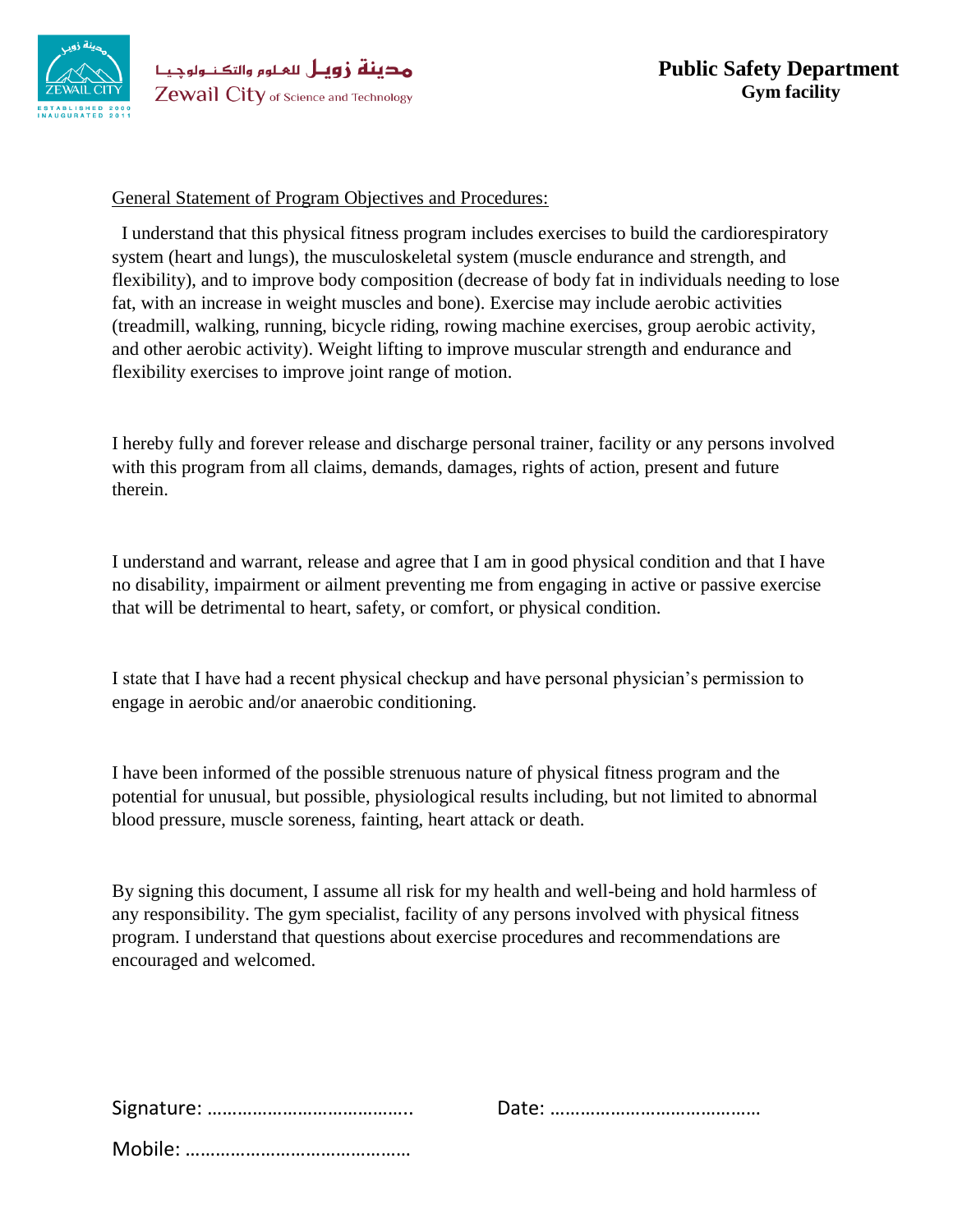**Public Safety Department**
**Gym facility**

<u>General Statement of Program Objectives and Procedures:</u>

I understand that this physical fitness program includes exercises to build the cardiorespiratory system (heart and lungs), the musculoskeletal system (muscle endurance and strength, and flexibility), and to improve body composition (decrease of body fat in individuals needing to lose fat, with an increase in weight muscles and bone). Exercise may include aerobic activities (treadmill, walking, running, bicycle riding, rowing machine exercises, group aerobic activity, and other aerobic activity). Weight lifting to improve muscular strength and endurance and flexibility exercises to improve joint range of motion.

I hereby fully and forever release and discharge personal trainer, facility or any persons involved with this program from all claims, demands, damages, rights of action, present and future therein.

I understand and warrant, release and agree that I am in good physical condition and that I have no disability, impairment or ailment preventing me from engaging in active or passive exercise that will be detrimental to heart, safety, or comfort, or physical condition.

I state that I have had a recent physical checkup and have personal physician's permission to engage in aerobic and/or anaerobic conditioning.

I have been informed of the possible strenuous nature of physical fitness program and the potential for unusual, but possible, physiological results including, but not limited to abnormal blood pressure, muscle soreness, fainting, heart attack or death.

By signing this document, I assume all risk for my health and well-being and hold harmless of any responsibility. The gym specialist, facility of any persons involved with physical fitness program. I understand that questions about exercise procedures and recommendations are encouraged and welcomed.

Signature: ………………………………….. Date: ……………………………………

Mobile: ………………………………………